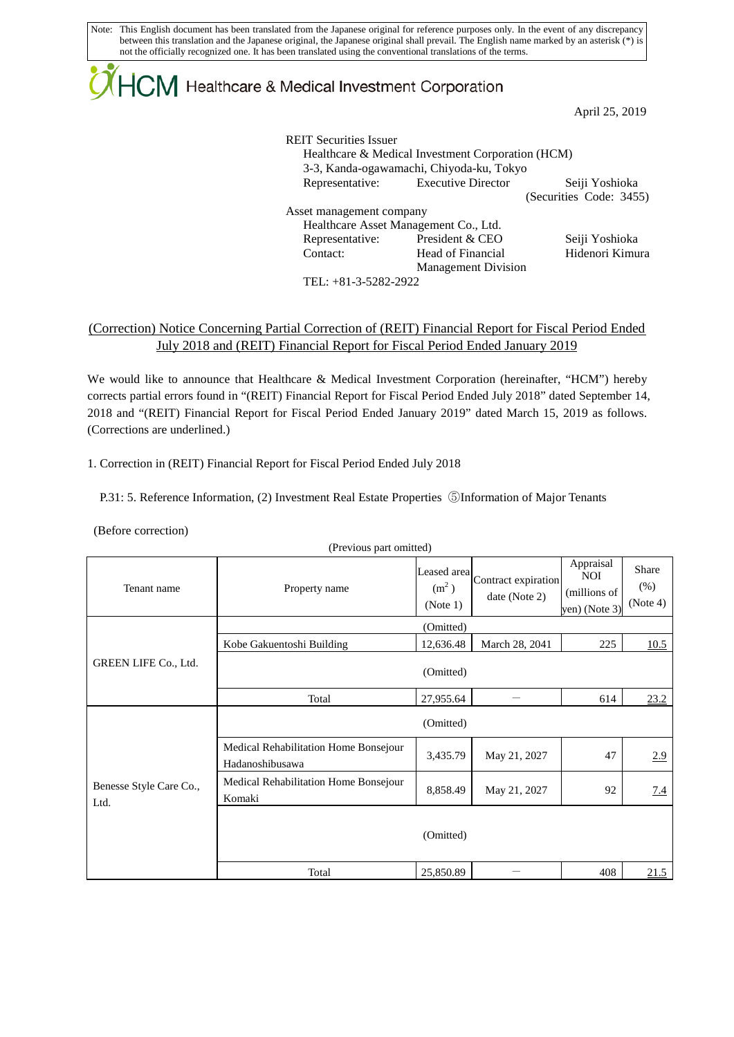Note: This English document has been translated from the Japanese original for reference purposes only. In the event of any discrepancy between this translation and the Japanese original, the Japanese original shall prevail. The English name marked by an asterisk (*) is not the officially recognized one. It has been translated using the conventional translations of the terms.

HCM Healthcare & Medical Investment Corporation

April 25, 2019

REIT Securities Issuer
Healthcare & Medical Investment Corporation (HCM)
3-3, Kanda-ogawamachi, Chiyoda-ku, Tokyo
Representative: Executive Director Seiji Yoshioka
(Securities Code: 3455)
Asset management company
Healthcare Asset Management Co., Ltd.
Representative: President & CEO Seiji Yoshioka
Contact: Head of Financial Management Division Hidenori Kimura
TEL: +81-3-5282-2922

## (Correction) Notice Concerning Partial Correction of (REIT) Financial Report for Fiscal Period Ended July 2018 and (REIT) Financial Report for Fiscal Period Ended January 2019

We would like to announce that Healthcare & Medical Investment Corporation (hereinafter, "HCM") hereby corrects partial errors found in "(REIT) Financial Report for Fiscal Period Ended July 2018" dated September 14, 2018 and "(REIT) Financial Report for Fiscal Period Ended January 2019" dated March 15, 2019 as follows. (Corrections are underlined.)

1. Correction in (REIT) Financial Report for Fiscal Period Ended July 2018

P.31: 5. Reference Information, (2) Investment Real Estate Properties ⑤Information of Major Tenants

(Before correction)

(Previous part omitted)

| Tenant name | Property name | Leased area ($m^2$) (Note 1) | Contract expiration date (Note 2) | Appraisal NOI (millions of yen) (Note 3) | Share (%) (Note 4) |
|---|---|---|---|---|---|
| GREEN LIFE Co., Ltd. | (Omitted) | | | | |
| | Kobe Gakuentoshi Building | 12,636.48 | March 28, 2041 | 225 | 10.5 |
| | (Omitted) | | | | |
| | Total | 27,955.64 | — | 614 | 23.2 |
| Benesse Style Care Co., Ltd. | (Omitted) | | | | |
| | Medical Rehabilitation Home Bonsejour Hadanoshibusawa | 3,435.79 | May 21, 2027 | 47 | 2.9 |
| | Medical Rehabilitation Home Bonsejour Komaki | 8,858.49 | May 21, 2027 | 92 | 7.4 |
| | (Omitted) | | | | |
| | Total | 25,850.89 | — | 408 | 21.5 |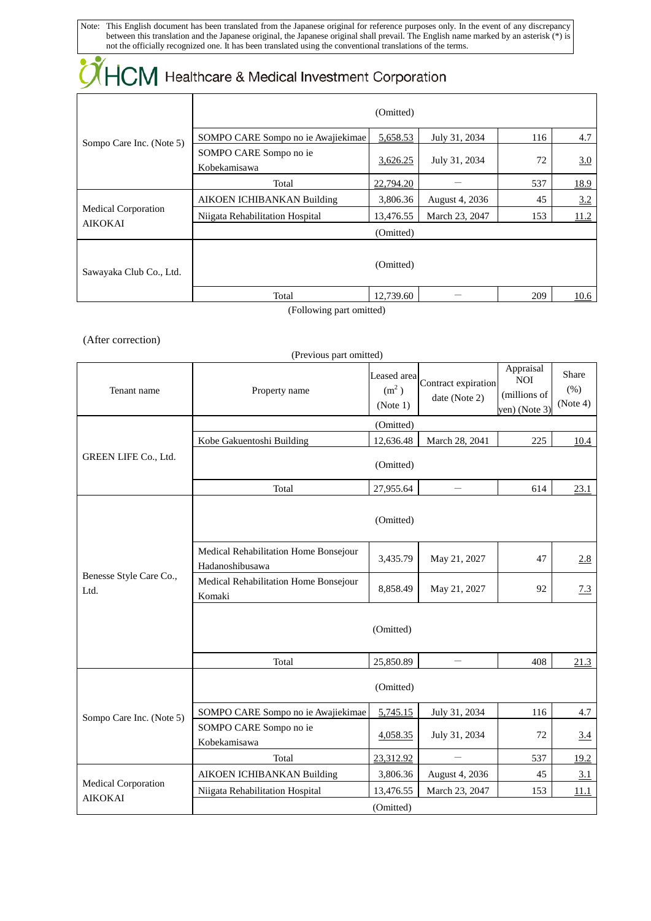Note: This English document has been translated from the Japanese original for reference purposes only. In the event of any discrepancy between this translation and the Japanese original, the Japanese original shall prevail. The English name marked by an asterisk (*) is not the officially recognized one. It has been translated using the conventional translations of the terms.

| | | | | | |
|---|---|---|---|---|---|
| Sompo Care Inc. (Note 5) | (Omitted) | | | | |
| | SOMPO CARE Sompo no ie Awajiekimae | 5,658.53 | July 31, 2034 | 116 | 4.7 |
| | SOMPO CARE Sompo no ie Kobekamisawa | 3,626.25 | July 31, 2034 | 72 | 3.0 |
| | Total | 22,794.20 | — | 537 | 18.9 |
| Medical Corporation AIKOKAI | AIKOEN ICHIBANKAN Building | 3,806.36 | August 4, 2036 | 45 | 3.2 |
| | Niigata Rehabilitation Hospital | 13,476.55 | March 23, 2047 | 153 | 11.2 |
| | (Omitted) | | | | |
| Sawayaka Club Co., Ltd. | (Omitted) | | | | |
| | Total | 12,739.60 | — | 209 | 10.6 |

(Following part omitted)

(After correction)

(Previous part omitted)

| Tenant name | Property name | Leased area ($m^2$) (Note 1) | Contract expiration date (Note 2) | Appraisal NOI (millions of yen) (Note 3) | Share (%) (Note 4) |
|---|---|---|---|---|---|
| GREEN LIFE Co., Ltd. | (Omitted) | | | | |
| | Kobe Gakuentoshi Building | 12,636.48 | March 28, 2041 | 225 | 10.4 |
| | (Omitted) | | | | |
| | Total | 27,955.64 | — | 614 | 23.1 |
| Benesse Style Care Co., Ltd. | (Omitted) | | | | |
| | Medical Rehabilitation Home Bonsejour Hadanoshibusawa | 3,435.79 | May 21, 2027 | 47 | 2.8 |
| | Medical Rehabilitation Home Bonsejour Komaki | 8,858.49 | May 21, 2027 | 92 | 7.3 |
| | (Omitted) | | | | |
| | Total | 25,850.89 | — | 408 | 21.3 |
| Sompo Care Inc. (Note 5) | (Omitted) | | | | |
| | SOMPO CARE Sompo no ie Awajiekimae | 5,745.15 | July 31, 2034 | 116 | 4.7 |
| | SOMPO CARE Sompo no ie Kobekamisawa | 4,058.35 | July 31, 2034 | 72 | 3.4 |
| | Total | 23,312.92 | — | 537 | 19.2 |
| Medical Corporation AIKOKAI | AIKOEN ICHIBANKAN Building | 3,806.36 | August 4, 2036 | 45 | 3.1 |
| | Niigata Rehabilitation Hospital | 13,476.55 | March 23, 2047 | 153 | 11.1 |
| | (Omitted) | | | | |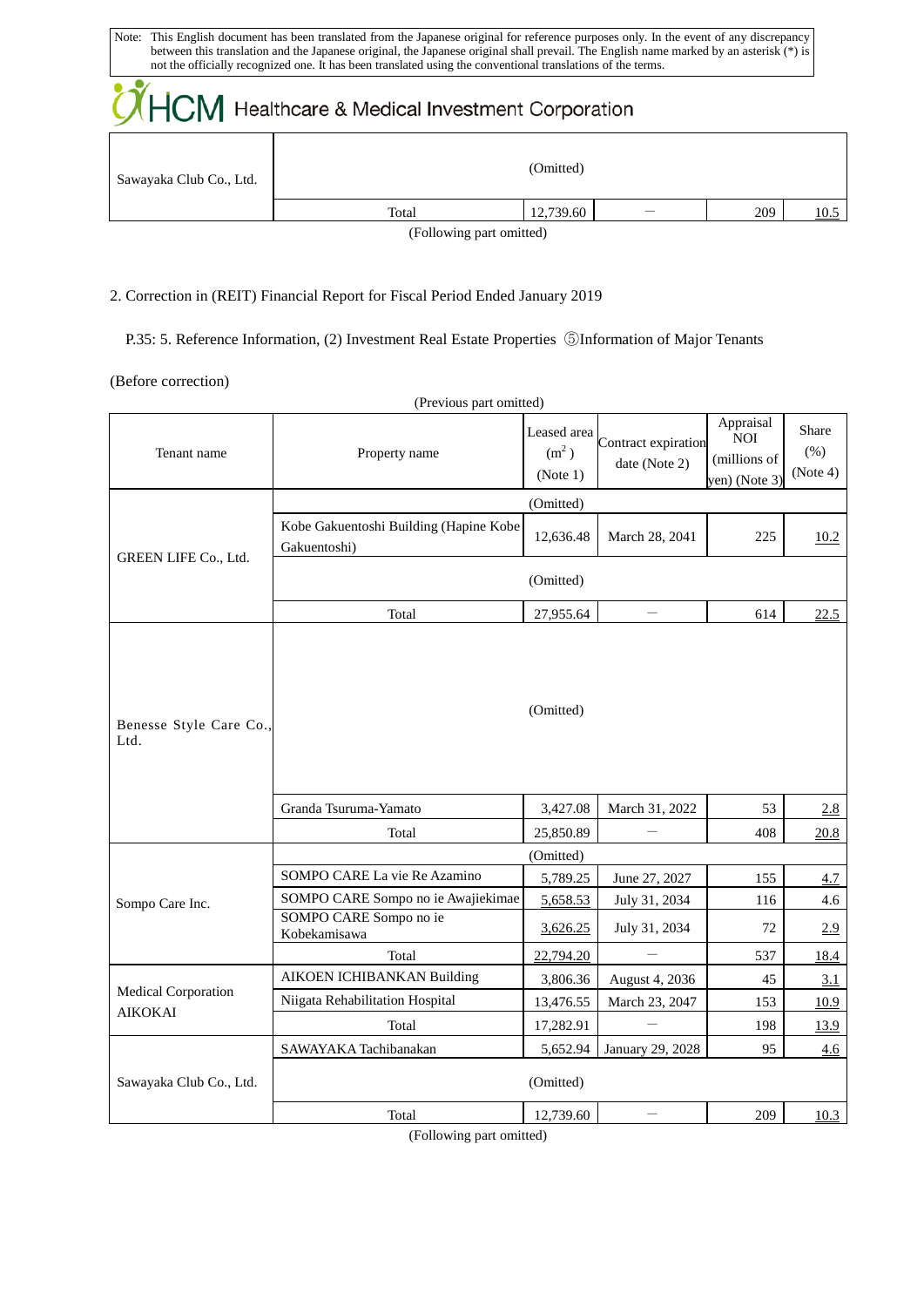Note: This English document has been translated from the Japanese original for reference purposes only. In the event of any discrepancy between this translation and the Japanese original, the Japanese original shall prevail. The English name marked by an asterisk (*) is not the officially recognized one. It has been translated using the conventional translations of the terms.

| | | | | | |
|---|---|---|---|---|---|
| Sawayaka Club Co., Ltd. | (Omitted) | | | | |
| | Total | 12,739.60 | — | 209 | 10.5 |

(Following part omitted)

2. Correction in (REIT) Financial Report for Fiscal Period Ended January 2019

P.35: 5. Reference Information, (2) Investment Real Estate Properties ⑤Information of Major Tenants

(Before correction)

(Previous part omitted)

| Tenant name | Property name | Leased area ($m^2$) (Note 1) | Contract expiration date (Note 2) | Appraisal NOI (millions of yen) (Note 3) | Share (%) (Note 4) |
|---|---|---|---|---|---|
| GREEN LIFE Co., Ltd. | (Omitted) | | | | |
| | Kobe Gakuentoshi Building (Hapine Kobe Gakuentoshi) | 12,636.48 | March 28, 2041 | 225 | 10.2 |
| | (Omitted) | | | | |
| | Total | 27,955.64 | — | 614 | 22.5 |
| Benesse Style Care Co., Ltd. | (Omitted) | | | | |
| | Granda Tsuruma-Yamato | 3,427.08 | March 31, 2022 | 53 | 2.8 |
| | Total | 25,850.89 | — | 408 | 20.8 |
| Sompo Care Inc. | (Omitted) | | | | |
| | SOMPO CARE La vie Re Azamino | 5,789.25 | June 27, 2027 | 155 | 4.7 |
| | SOMPO CARE Sompo no ie Awajiekimae | 5,658.53 | July 31, 2034 | 116 | 4.6 |
| | SOMPO CARE Sompo no ie Kobekamisawa | 3,626.25 | July 31, 2034 | 72 | 2.9 |
| | Total | 22,794.20 | — | 537 | 18.4 |
| Medical Corporation AIKOKAI | AIKOEN ICHIBANKAN Building | 3,806.36 | August 4, 2036 | 45 | 3.1 |
| | Niigata Rehabilitation Hospital | 13,476.55 | March 23, 2047 | 153 | 10.9 |
| | Total | 17,282.91 | — | 198 | 13.9 |
| Sawayaka Club Co., Ltd. | SAWAYAKA Tachibanakan | 5,652.94 | January 29, 2028 | 95 | 4.6 |
| | (Omitted) | | | | |
| | Total | 12,739.60 | — | 209 | 10.3 |

(Following part omitted)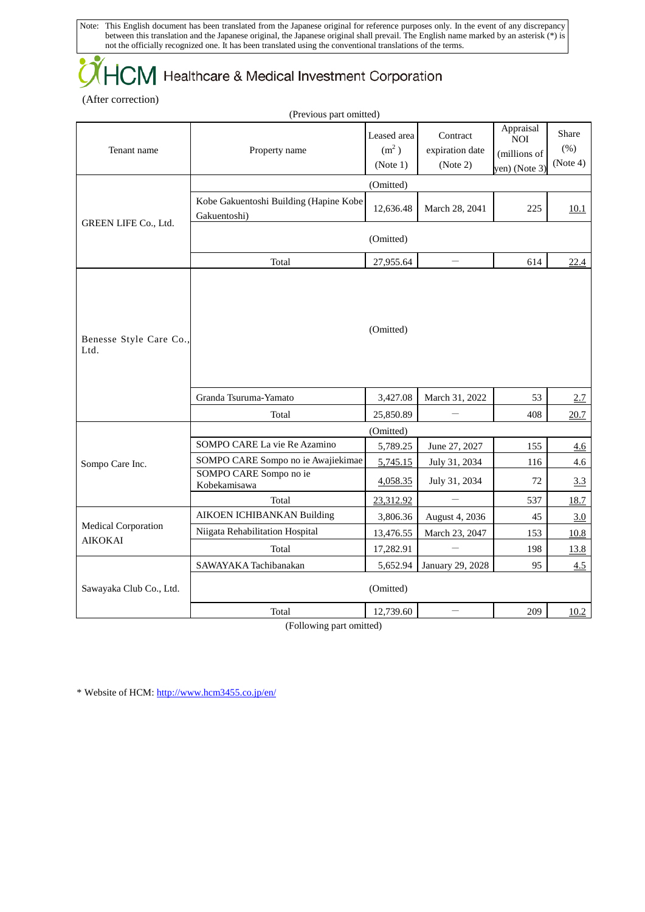Note: This English document has been translated from the Japanese original for reference purposes only. In the event of any discrepancy between this translation and the Japanese original, the Japanese original shall prevail. The English name marked by an asterisk (*) is not the officially recognized one. It has been translated using the conventional translations of the terms.

# HCM Healthcare & Medical Investment Corporation

(After correction)

(Previous part omitted)

| Tenant name | Property name | Leased area ($m^2$) (Note 1) | Contract expiration date (Note 2) | Appraisal NOI (millions of yen) (Note 3) | Share (%) (Note 4) |
|---|---|---|---|---|---|
| GREEN LIFE Co., Ltd. | (Omitted) | | | | |
| | Kobe Gakuentoshi Building (Hapine Kobe Gakuentoshi) | 12,636.48 | March 28, 2041 | 225 | 10.1 |
| | (Omitted) | | | | |
| | Total | 27,955.64 | — | 614 | 22.4 |
| Benesse Style Care Co., Ltd. | (Omitted) | | | | |
| | Granda Tsuruma-Yamato | 3,427.08 | March 31, 2022 | 53 | 2.7 |
| | Total | 25,850.89 | — | 408 | 20.7 |
| Sompo Care Inc. | (Omitted) | | | | |
| | SOMPO CARE La vie Re Azamino | 5,789.25 | June 27, 2027 | 155 | 4.6 |
| | SOMPO CARE Sompo no ie Awajiekimae | 5,745.15 | July 31, 2034 | 116 | 4.6 |
| | SOMPO CARE Sompo no ie Kobekamisawa | 4,058.35 | July 31, 2034 | 72 | 3.3 |
| | Total | 23,312.92 | — | 537 | 18.7 |
| Medical Corporation AIKOKAI | AIKOEN ICHIBANKAN Building | 3,806.36 | August 4, 2036 | 45 | 3.0 |
| | Niigata Rehabilitation Hospital | 13,476.55 | March 23, 2047 | 153 | 10.8 |
| | Total | 17,282.91 | — | 198 | 13.8 |
| Sawayaka Club Co., Ltd. | SAWAYAKA Tachibanakan | 5,652.94 | January 29, 2028 | 95 | 4.5 |
| | (Omitted) | | | | |
| | Total | 12,739.60 | — | 209 | 10.2 |

(Following part omitted)

* Website of HCM: http://www.hcm3455.co.jp/en/